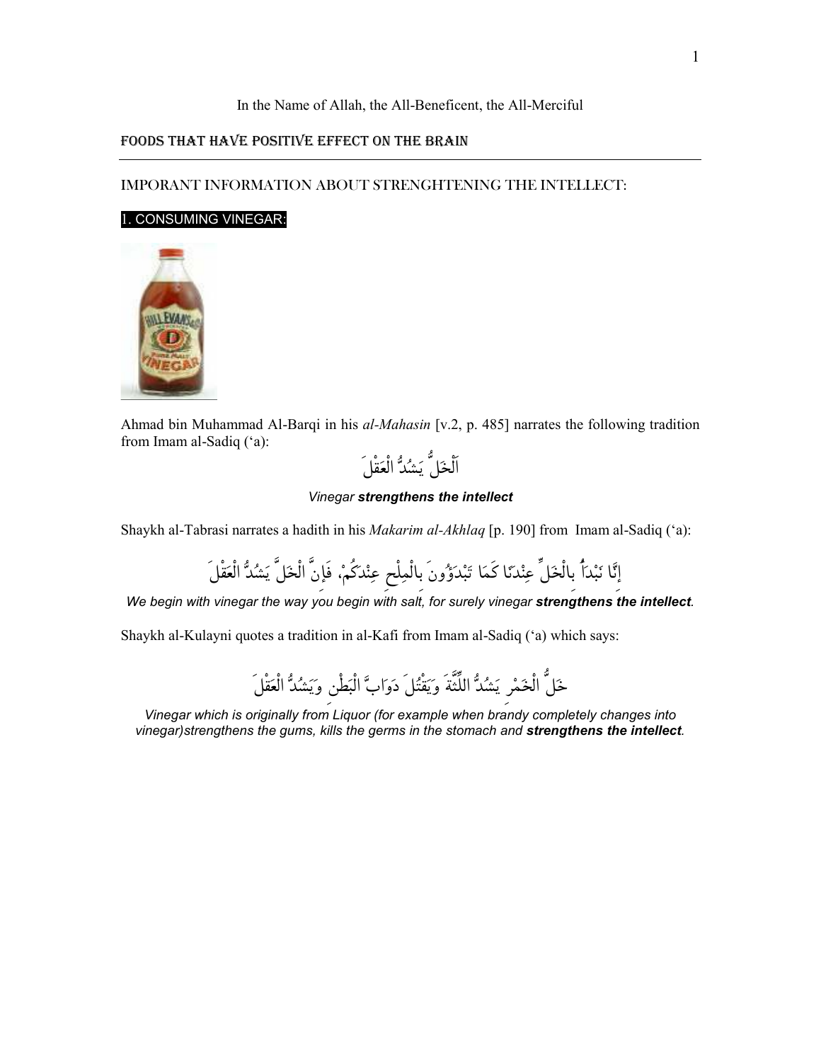In the Name of Allah, the All-Beneficent, the All-Merciful

## FOODS THAT HAVE POSITIVE EFFECT ON THE BRAIN

### IMPORANT INFORMATION ABOUT STRENGHTENING THE INTELLECT:

### 1. CONSUMING VINEGAR:

Ahmad bin Muhammad Al-Barqi in his *al-Mahasin* [v.2, p. 485] narrates the following tradition from Imam al-Sadiq ('a):

اَلْخَلُّ يَشُدُّ الْعَقْلَ

*Vinegar **strengthens the intellect***

Shaykh al-Tabrasi narrates a hadith in his *Makarim al-Akhlaq* [p. 190] from Imam al-Sadiq ('a):

إنَّا نَبْدَأُ بِالْخَلِّ عِنْدَنَا كَمَا تَبْدَؤُونَ بِالْمِلْحِ عِنْدَكُمْ، فَإِنَّ الْخَلَّ يَشُدُّ الْعَقْلَ

*We begin with vinegar the way you begin with salt, for surely vinegar **strengthens the intellect**.*

Shaykh al-Kulayni quotes a tradition in al-Kafi from Imam al-Sadiq ('a) which says:

خَلُّ الْخَمْرِ يَشُدُّ اللِّثَّةَ وَيَقْتُلَ دَوَابَّ الْبَطْنِ وَيَشُدُّ الْعَقْلَ

*Vinegar which is originally from Liquor (for example when brandy completely changes into vinegar)strengthens the gums, kills the germs in the stomach and **strengthens the intellect**.*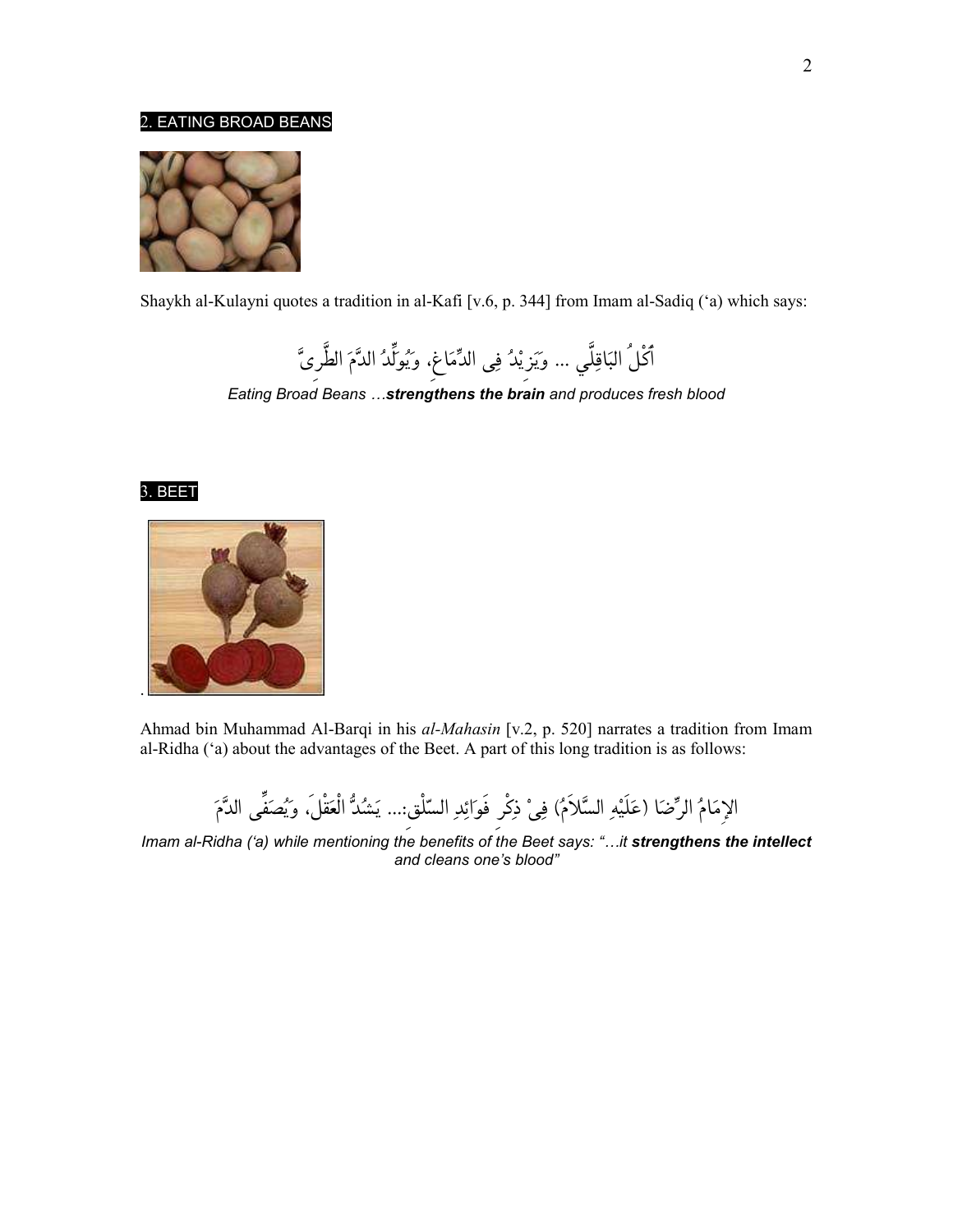## 2. EATING BROAD BEANS

Shaykh al-Kulayni quotes a tradition in al-Kafi [v.6, p. 344] from Imam al-Sadiq (‘a) which says:

أَكْلُ البَاقِلَّي ... وَيَزِيْدُ فِى الدِّمَاغِ، وَيُوَلِّدُ الدَّمَ الطَّرِيَّ

*Eating Broad Beans …**strengthens the brain** and produces fresh blood*

## 3. BEET

.

Ahmad bin Muhammad Al-Barqi in his *al-Mahasin* [v.2, p. 520] narrates a tradition from Imam al-Ridha (‘a) about the advantages of the Beet. A part of this long tradition is as follows:

الإِمَامُ الرِّضَا (عَلَيْهِ السَّلاَمُ) فِيْ ذِكْرِ فَوَائِدِ السّلْق:... يَشُدُّ الْعَقْلَ، وَيُصَفِّى الدَّمَ

*Imam al-Ridha (‘a) while mentioning the benefits of the Beet says: “…it **strengthens the intellect** and cleans one’s blood”*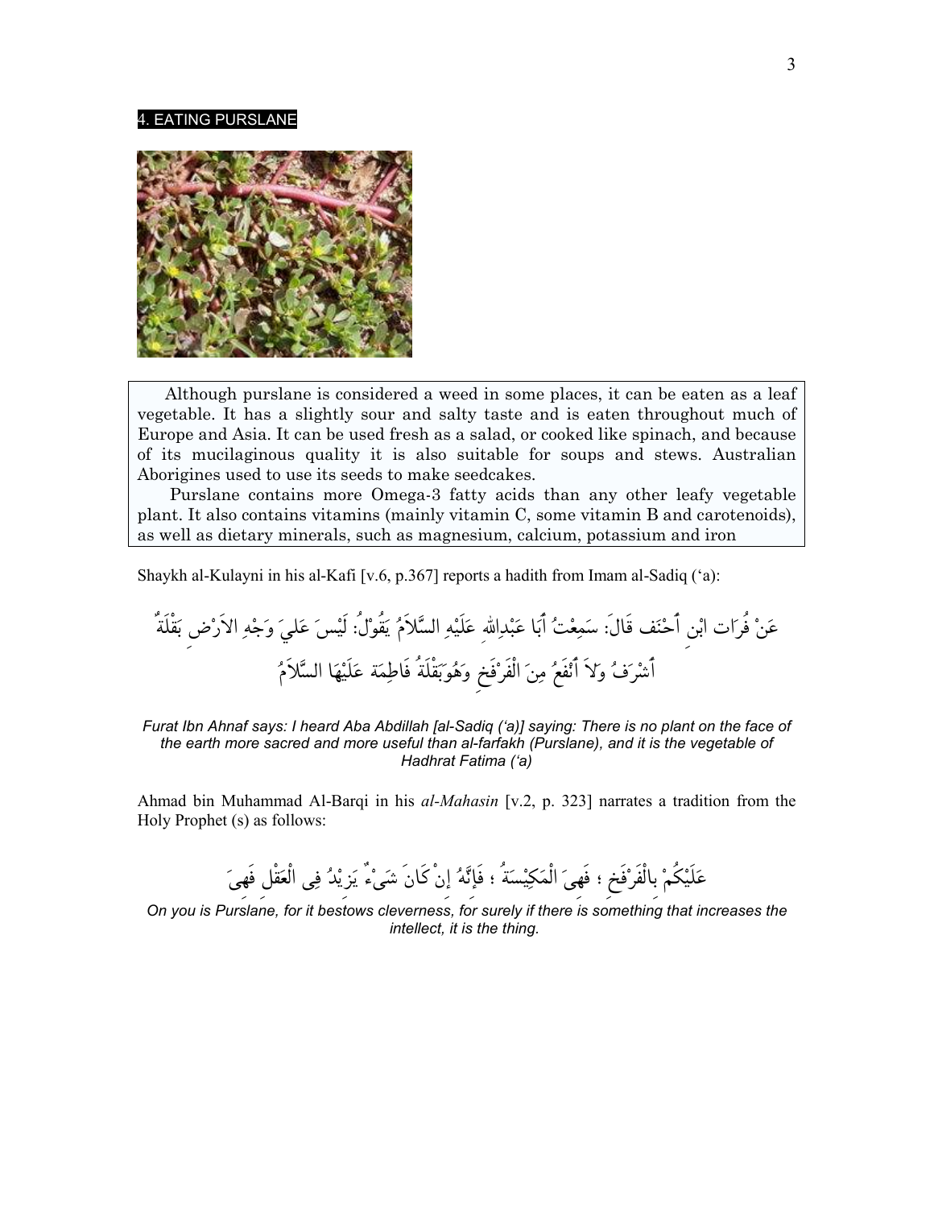## 4. EATING PURSLANE

Although purslane is considered a weed in some places, it can be eaten as a leaf vegetable. It has a slightly sour and salty taste and is eaten throughout much of Europe and Asia. It can be used fresh as a salad, or cooked like spinach, and because of its mucilaginous quality it is also suitable for soups and stews. Australian Aborigines used to use its seeds to make seedcakes.

Purslane contains more Omega-3 fatty acids than any other leafy vegetable plant. It also contains vitamins (mainly vitamin C, some vitamin B and carotenoids), as well as dietary minerals, such as magnesium, calcium, potassium and iron

Shaykh al-Kulayni in his al-Kafi [v.6, p.367] reports a hadith from Imam al-Sadiq (‘a):

عَنْ فُرَاتِ ابْنِ أَحْنَف قَالَ: سَمِعْتُ أَبَا عَبْدِاللهِ عَلَيْهِ السَّلاَمُ يَقُولُ: لَيْسَ عَلىَ وَجْهِ الاَرْضِ بَقْلَةٌ أَشْرَفُ وَلاَ أَنْفَعُ مِنَ الْفَرْفَخِ وَهُوَبَقْلَةُ فَاطِمَة عَلَيْهَا السَّلاَمُ

*Furat Ibn Ahnaf says: I heard Aba Abdillah [al-Sadiq (‘a)] saying: There is no plant on the face of the earth more sacred and more useful than al-farfakh (Purslane), and it is the vegetable of Hadhrat Fatima (‘a)*

Ahmad bin Muhammad Al-Barqi in his *al-Mahasin* [v.2, p. 323] narrates a tradition from the Holy Prophet (s) as follows:

عَلَيْكُمْ بِالْفَرْفَخِ ؛ فَهِيَ الْمَكِيْسَةُ ؛ فَإِنَّهُ إِنْ كَانَ شَيْءٌ يَزِيْدُ فِى الْعَقْلِ فَهِيَ

*On you is Purslane, for it bestows cleverness, for surely if there is something that increases the intellect, it is the thing.*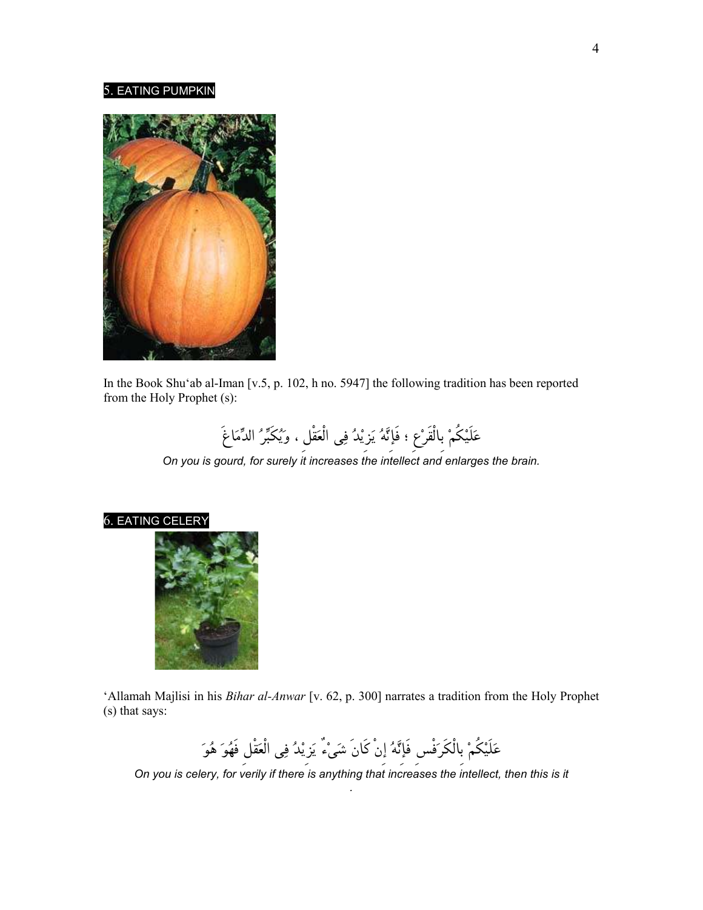## 5. EATING PUMPKIN

In the Book Shu'ab al-Iman [v.5, p. 102, h no. 5947] the following tradition has been reported from the Holy Prophet (s):

عَلَيْكُمْ بِالْقَرْعِ ؛ فَإِنَّهُ يَزِيْدُ فِى الْعَقْلِ ، وَيُكَبِّرُ الدِّمَاغَ

*On you is gourd, for surely it increases the intellect and enlarges the brain.*

## 6. EATING CELERY

'Allamah Majlisi in his *Bihar al-Anwar* [v. 62, p. 300] narrates a tradition from the Holy Prophet (s) that says:

عَلَيْكُمْ بِالْكَرَفْسِ فَإِنَّهُ إِنْ كَانَ شَىْءٌ يَزِيْدُ فِى الْعَقْلِ فَهُوَ هُوَ

*On you is celery, for verily if there is anything that increases the intellect, then this is it.*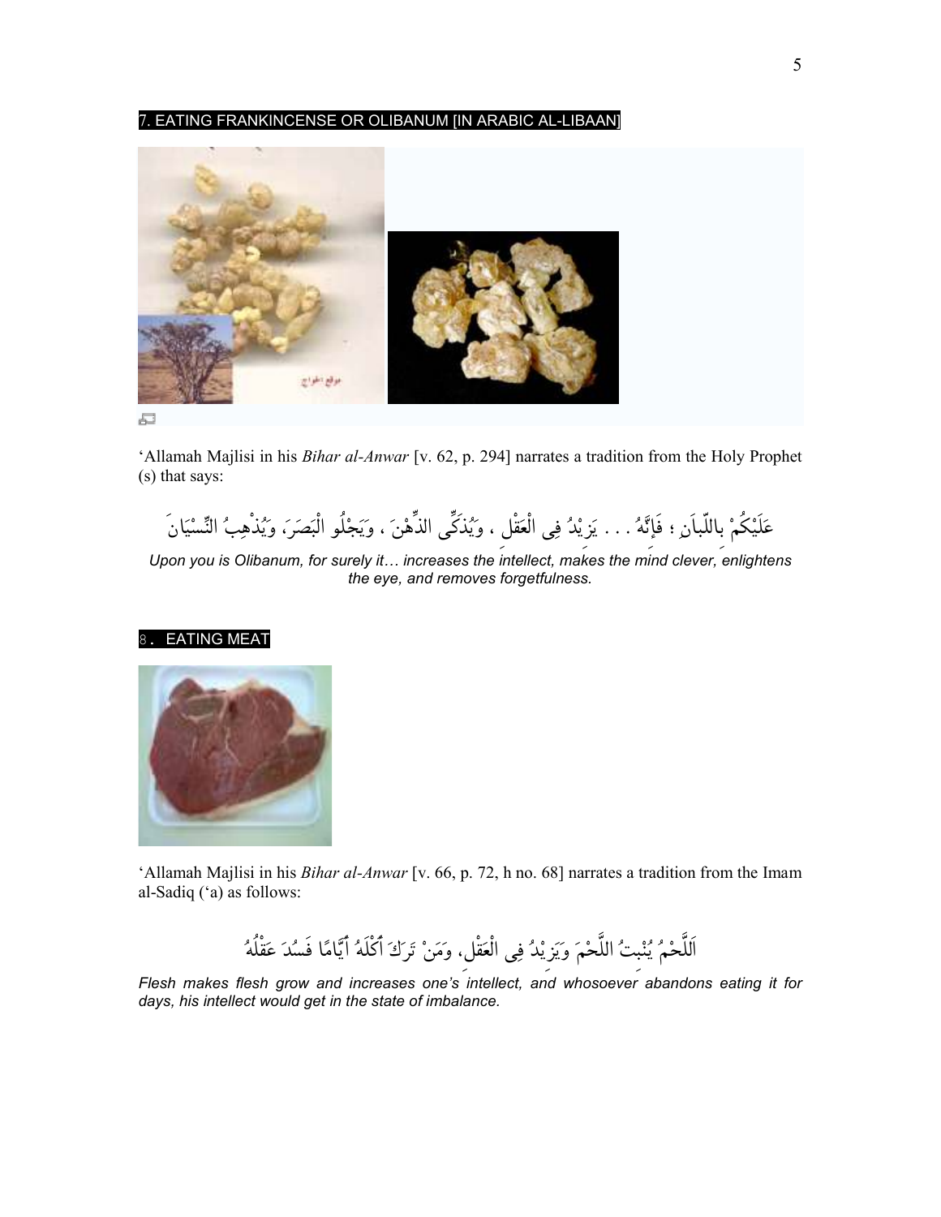## 7. EATING FRANKINCENSE OR OLIBANUM [IN ARABIC AL-LIBAAN]

‘Allamah Majlisi in his *Bihar al-Anwar* [v. 62, p. 294] narrates a tradition from the Holy Prophet (s) that says:

عَلَيْكُمْ بِاللّبَانِ ؛ فَإِنَّهُ . . . يَزِيْدُ فِى الْعَقْلِ ، وَيُذَكِّى الذِّهْنَ ، وَيَجْلُو الْبَصَرَ، وَيُذْهِبُ النِّسْيَانَ

*Upon you is Olibanum, for surely it… increases the intellect, makes the mind clever, enlightens the eye, and removes forgetfulness.*

## 8. EATING MEAT

‘Allamah Majlisi in his *Bihar al-Anwar* [v. 66, p. 72, h no. 68] narrates a tradition from the Imam al-Sadiq (‘a) as follows:

اَللَّحْمُ يُنْبِتُ اللَّحْمَ وَيَزِيْدُ فِى الْعَقْلِ، وَمَنْ تَرَكَ أَكْلَهُ أَيَّامًا فَسُدَ عَقْلُهُ

*Flesh makes flesh grow and increases one’s intellect, and whosoever abandons eating it for days, his intellect would get in the state of imbalance.*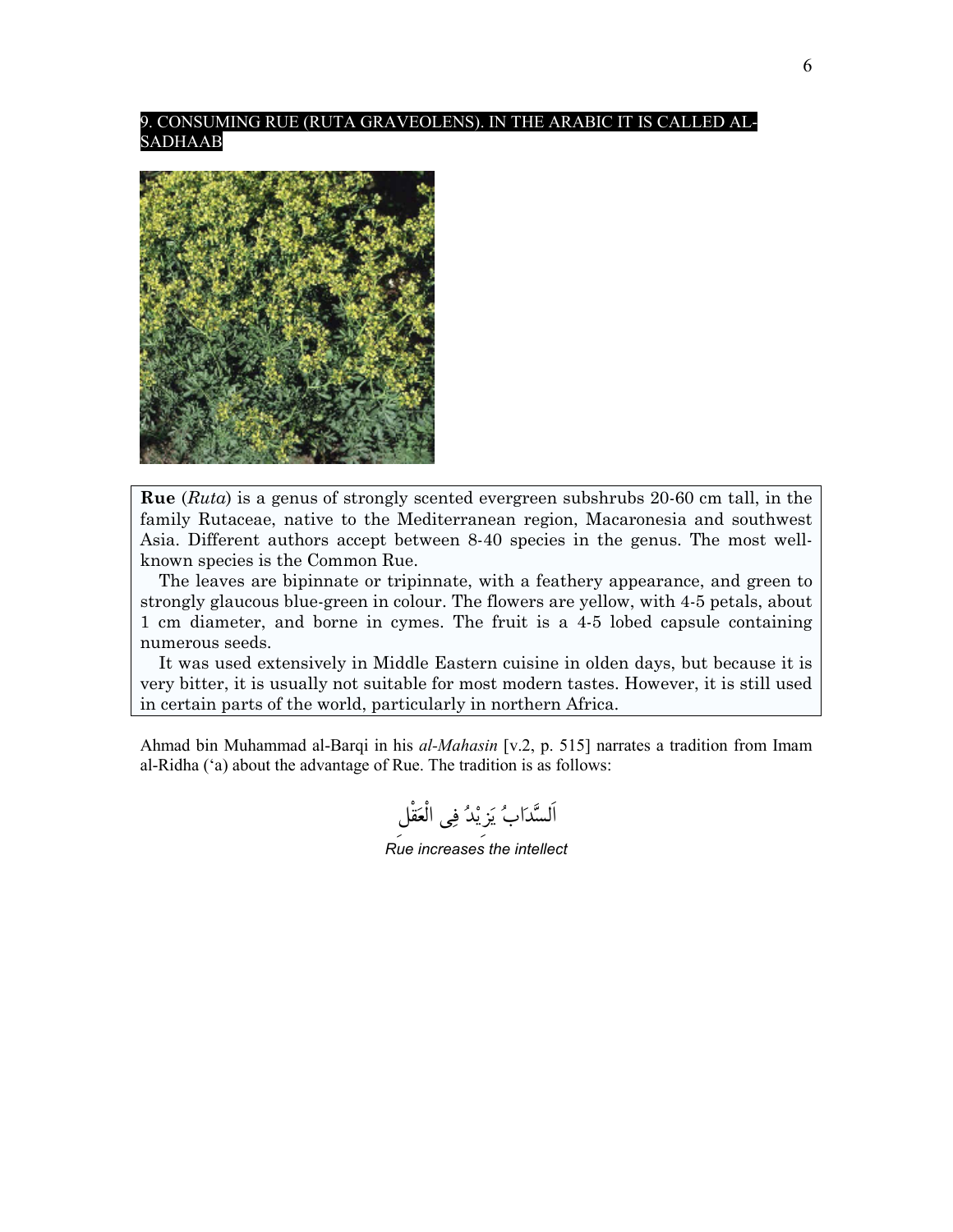## 9. CONSUMING RUE (RUTA GRAVEOLENS). IN THE ARABIC IT IS CALLED AL-SADHAAB

**Rue** (*Ruta*) is a genus of strongly scented evergreen subshrubs 20-60 cm tall, in the family Rutaceae, native to the Mediterranean region, Macaronesia and southwest Asia. Different authors accept between 8-40 species in the genus. The most well-known species is the Common Rue.

The leaves are bipinnate or tripinnate, with a feathery appearance, and green to strongly glaucous blue-green in colour. The flowers are yellow, with 4-5 petals, about 1 cm diameter, and borne in cymes. The fruit is a 4-5 lobed capsule containing numerous seeds.

It was used extensively in Middle Eastern cuisine in olden days, but because it is very bitter, it is usually not suitable for most modern tastes. However, it is still used in certain parts of the world, particularly in northern Africa.

Ahmad bin Muhammad al-Barqi in his *al-Mahasin* [v.2, p. 515] narrates a tradition from Imam al-Ridha ('a) about the advantage of Rue. The tradition is as follows:

اَلسَّدَابُ يَزِيْدُ فِى الْعَقْلِ

*Rue increases the intellect*